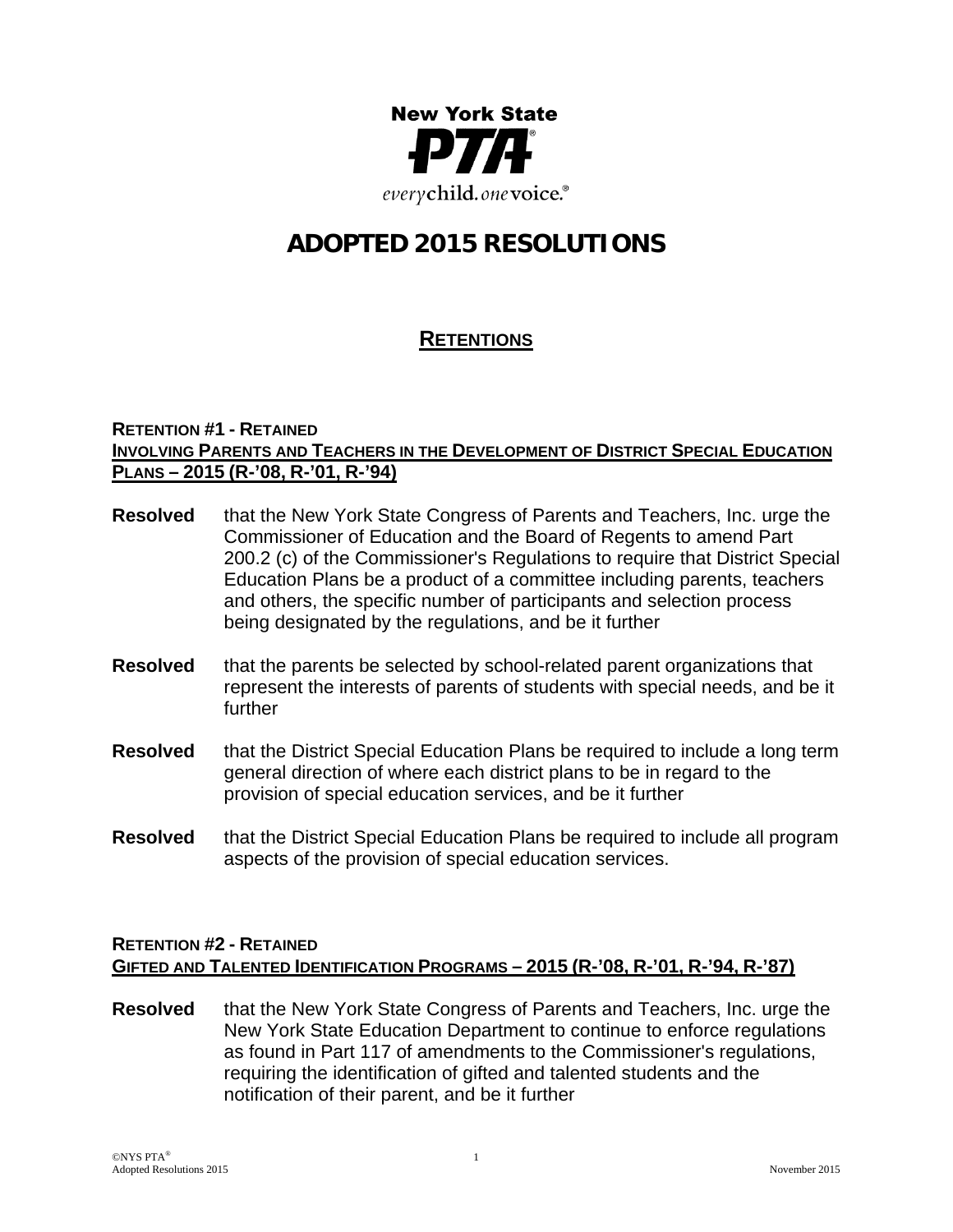New York State PTA®
*everychild.onevoice.®*

# ADOPTED 2015 RESOLUTIONS

## RETENTIONS

### RETENTION #1 - RETAINED
### INVOLVING PARENTS AND TEACHERS IN THE DEVELOPMENT OF DISTRICT SPECIAL EDUCATION PLANS – 2015 (R-'08, R-'01, R-'94)

**Resolved** that the New York State Congress of Parents and Teachers, Inc. urge the Commissioner of Education and the Board of Regents to amend Part 200.2 (c) of the Commissioner's Regulations to require that District Special Education Plans be a product of a committee including parents, teachers and others, the specific number of participants and selection process being designated by the regulations, and be it further

**Resolved** that the parents be selected by school-related parent organizations that represent the interests of parents of students with special needs, and be it further

**Resolved** that the District Special Education Plans be required to include a long term general direction of where each district plans to be in regard to the provision of special education services, and be it further

**Resolved** that the District Special Education Plans be required to include all program aspects of the provision of special education services.

### RETENTION #2 - RETAINED
### GIFTED AND TALENTED IDENTIFICATION PROGRAMS – 2015 (R-'08, R-'01, R-'94, R-'87)

**Resolved** that the New York State Congress of Parents and Teachers, Inc. urge the New York State Education Department to continue to enforce regulations as found in Part 117 of amendments to the Commissioner's regulations, requiring the identification of gifted and talented students and the notification of their parent, and be it further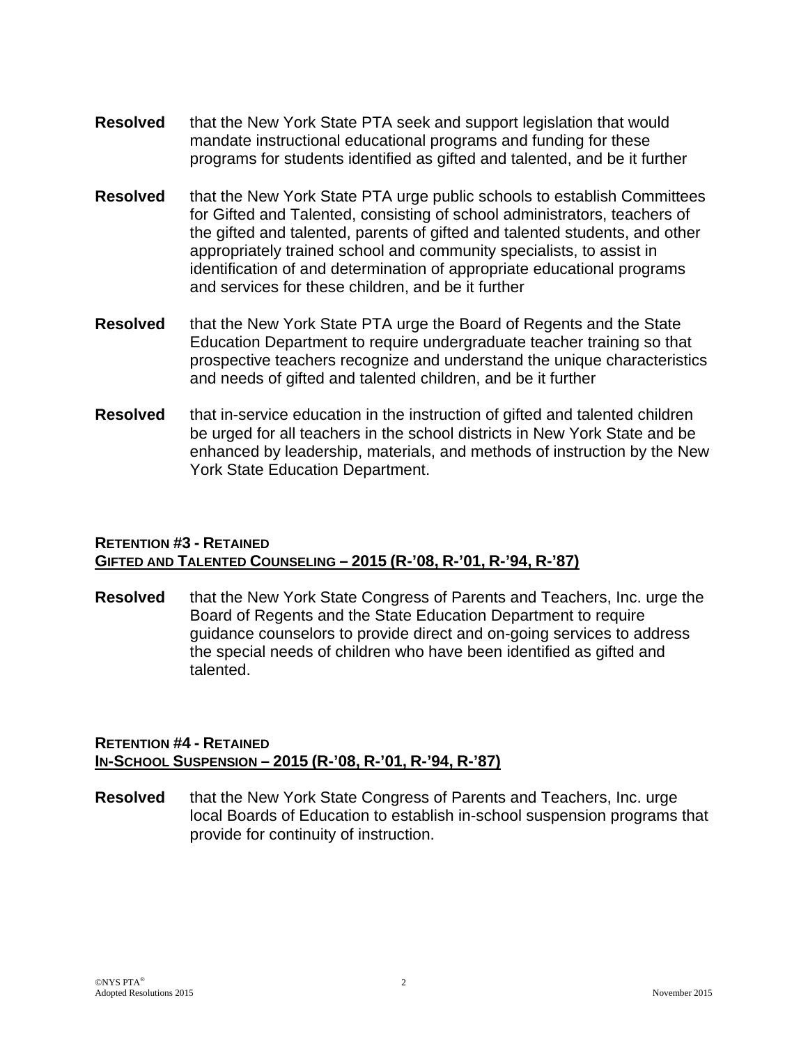**Resolved** that the New York State PTA seek and support legislation that would mandate instructional educational programs and funding for these programs for students identified as gifted and talented, and be it further

**Resolved** that the New York State PTA urge public schools to establish Committees for Gifted and Talented, consisting of school administrators, teachers of the gifted and talented, parents of gifted and talented students, and other appropriately trained school and community specialists, to assist in identification of and determination of appropriate educational programs and services for these children, and be it further

**Resolved** that the New York State PTA urge the Board of Regents and the State Education Department to require undergraduate teacher training so that prospective teachers recognize and understand the unique characteristics and needs of gifted and talented children, and be it further

**Resolved** that in-service education in the instruction of gifted and talented children be urged for all teachers in the school districts in New York State and be enhanced by leadership, materials, and methods of instruction by the New York State Education Department.

### RETENTION #3 - RETAINED
### GIFTED AND TALENTED COUNSELING – 2015 (R-'08, R-'01, R-'94, R-'87)

**Resolved** that the New York State Congress of Parents and Teachers, Inc. urge the Board of Regents and the State Education Department to require guidance counselors to provide direct and on-going services to address the special needs of children who have been identified as gifted and talented.

### RETENTION #4 - RETAINED
### IN-SCHOOL SUSPENSION – 2015 (R-'08, R-'01, R-'94, R-'87)

**Resolved** that the New York State Congress of Parents and Teachers, Inc. urge local Boards of Education to establish in-school suspension programs that provide for continuity of instruction.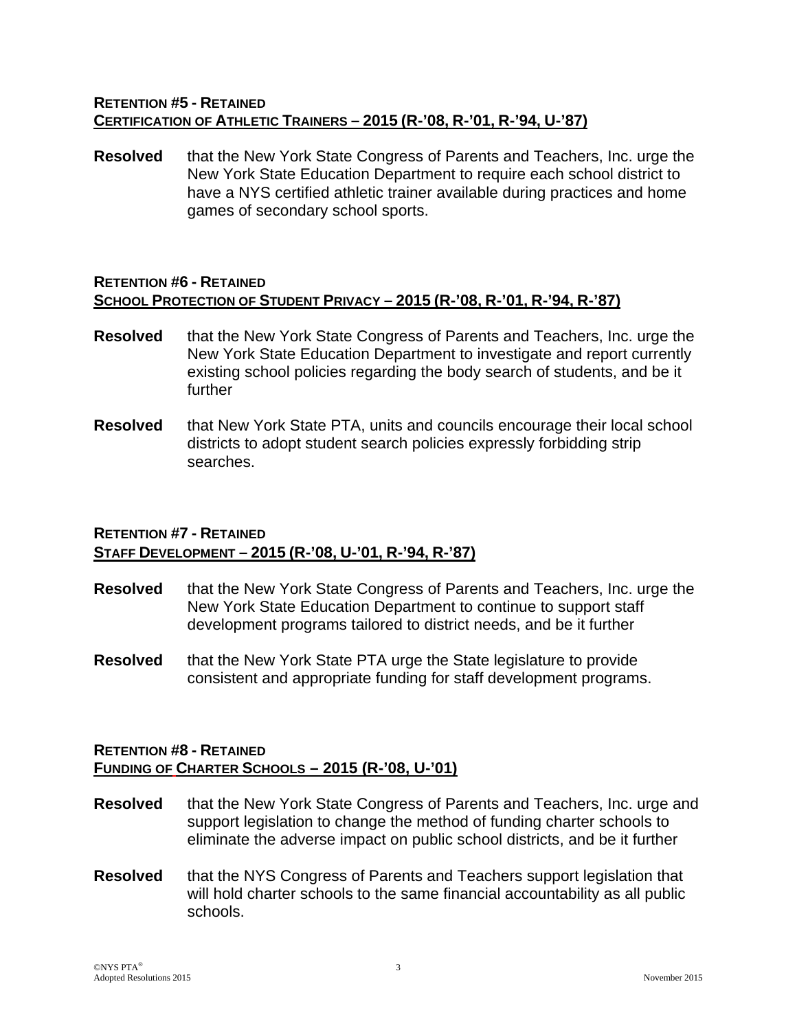**RETENTION #5 - RETAINED**
**<u>CERTIFICATION OF ATHLETIC TRAINERS – 2015 (R-'08, R-'01, R-'94, U-'87)</u>**

**Resolved** that the New York State Congress of Parents and Teachers, Inc. urge the New York State Education Department to require each school district to have a NYS certified athletic trainer available during practices and home games of secondary school sports.

**RETENTION #6 - RETAINED**
**<u>SCHOOL PROTECTION OF STUDENT PRIVACY – 2015 (R-'08, R-'01, R-'94, R-'87)</u>**

**Resolved** that the New York State Congress of Parents and Teachers, Inc. urge the New York State Education Department to investigate and report currently existing school policies regarding the body search of students, and be it further

**Resolved** that New York State PTA, units and councils encourage their local school districts to adopt student search policies expressly forbidding strip searches.

**RETENTION #7 - RETAINED**
**<u>STAFF DEVELOPMENT – 2015 (R-'08, U-'01, R-'94, R-'87)</u>**

**Resolved** that the New York State Congress of Parents and Teachers, Inc. urge the New York State Education Department to continue to support staff development programs tailored to district needs, and be it further

**Resolved** that the New York State PTA urge the State legislature to provide consistent and appropriate funding for staff development programs.

**RETENTION #8 - RETAINED**
**<u>FUNDING OF CHARTER SCHOOLS – 2015 (R-'08, U-'01)</u>**

**Resolved** that the New York State Congress of Parents and Teachers, Inc. urge and support legislation to change the method of funding charter schools to eliminate the adverse impact on public school districts, and be it further

**Resolved** that the NYS Congress of Parents and Teachers support legislation that will hold charter schools to the same financial accountability as all public schools.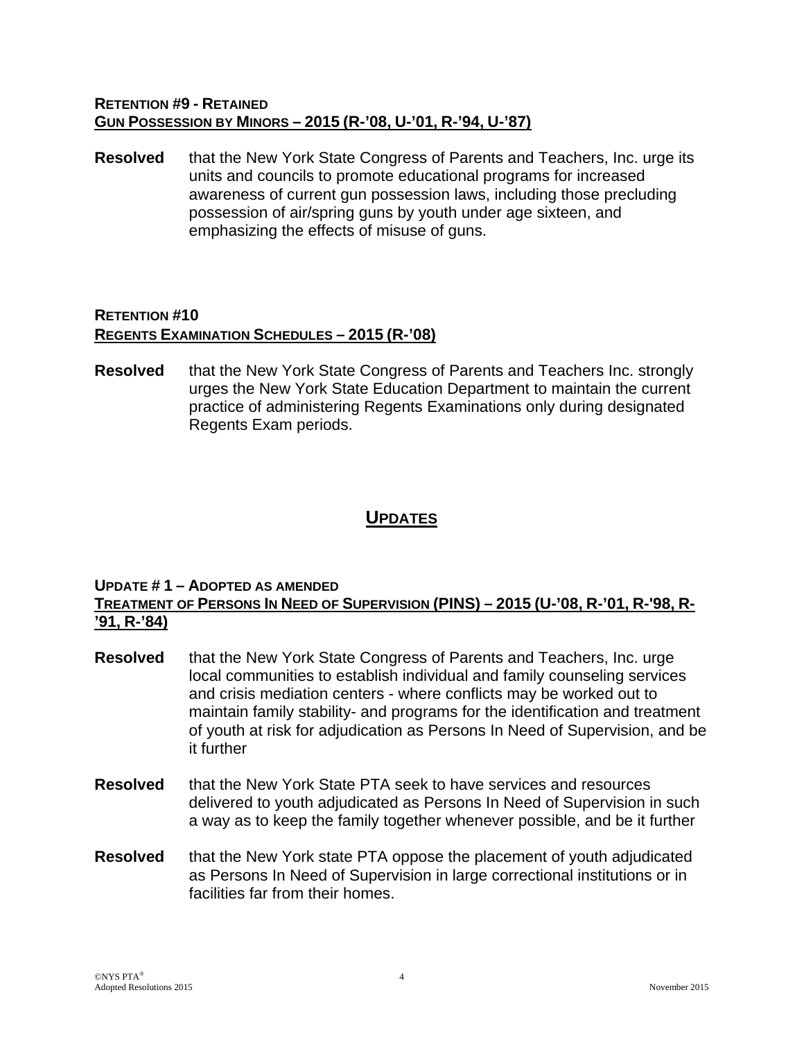**RETENTION #9 - RETAINED**
**GUN POSSESSION BY MINORS – 2015 (R-'08, U-'01, R-'94, U-'87)**

**Resolved** that the New York State Congress of Parents and Teachers, Inc. urge its units and councils to promote educational programs for increased awareness of current gun possession laws, including those precluding possession of air/spring guns by youth under age sixteen, and emphasizing the effects of misuse of guns.

**RETENTION #10**
**REGENTS EXAMINATION SCHEDULES – 2015 (R-'08)**

**Resolved** that the New York State Congress of Parents and Teachers Inc. strongly urges the New York State Education Department to maintain the current practice of administering Regents Examinations only during designated Regents Exam periods.

## UPDATES

**UPDATE # 1 – ADOPTED AS AMENDED**
**TREATMENT OF PERSONS IN NEED OF SUPERVISION (PINS) – 2015 (U-'08, R-'01, R-'98, R-'91, R-'84)**

**Resolved** that the New York State Congress of Parents and Teachers, Inc. urge local communities to establish individual and family counseling services and crisis mediation centers - where conflicts may be worked out to maintain family stability- and programs for the identification and treatment of youth at risk for adjudication as Persons In Need of Supervision, and be it further

**Resolved** that the New York State PTA seek to have services and resources delivered to youth adjudicated as Persons In Need of Supervision in such a way as to keep the family together whenever possible, and be it further

**Resolved** that the New York state PTA oppose the placement of youth adjudicated as Persons In Need of Supervision in large correctional institutions or in facilities far from their homes.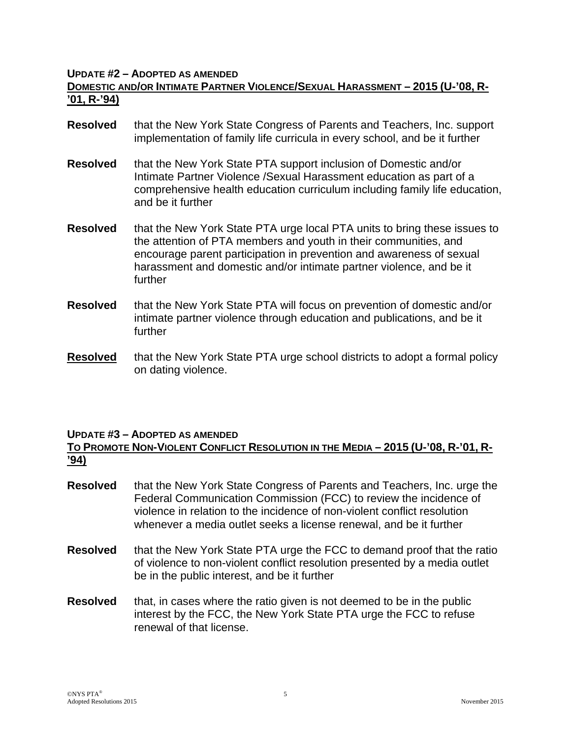**UPDATE #2 – ADOPTED AS AMENDED**

**<u>DOMESTIC AND/OR INTIMATE PARTNER VIOLENCE/SEXUAL HARASSMENT – 2015 (U-'08, R-'01, R-'94)</u>**

**Resolved** that the New York State Congress of Parents and Teachers, Inc. support implementation of family life curricula in every school, and be it further

**Resolved** that the New York State PTA support inclusion of Domestic and/or Intimate Partner Violence /Sexual Harassment education as part of a comprehensive health education curriculum including family life education, and be it further

**Resolved** that the New York State PTA urge local PTA units to bring these issues to the attention of PTA members and youth in their communities, and encourage parent participation in prevention and awareness of sexual harassment and domestic and/or intimate partner violence, and be it further

**Resolved** that the New York State PTA will focus on prevention of domestic and/or intimate partner violence through education and publications, and be it further

**<u>Resolved</u>** that the New York State PTA urge school districts to adopt a formal policy on dating violence.

**UPDATE #3 – ADOPTED AS AMENDED**

**<u>TO PROMOTE NON-VIOLENT CONFLICT RESOLUTION IN THE MEDIA – 2015 (U-'08, R-'01, R-'94)</u>**

**Resolved** that the New York State Congress of Parents and Teachers, Inc. urge the Federal Communication Commission (FCC) to review the incidence of violence in relation to the incidence of non-violent conflict resolution whenever a media outlet seeks a license renewal, and be it further

**Resolved** that the New York State PTA urge the FCC to demand proof that the ratio of violence to non-violent conflict resolution presented by a media outlet be in the public interest, and be it further

**Resolved** that, in cases where the ratio given is not deemed to be in the public interest by the FCC, the New York State PTA urge the FCC to refuse renewal of that license.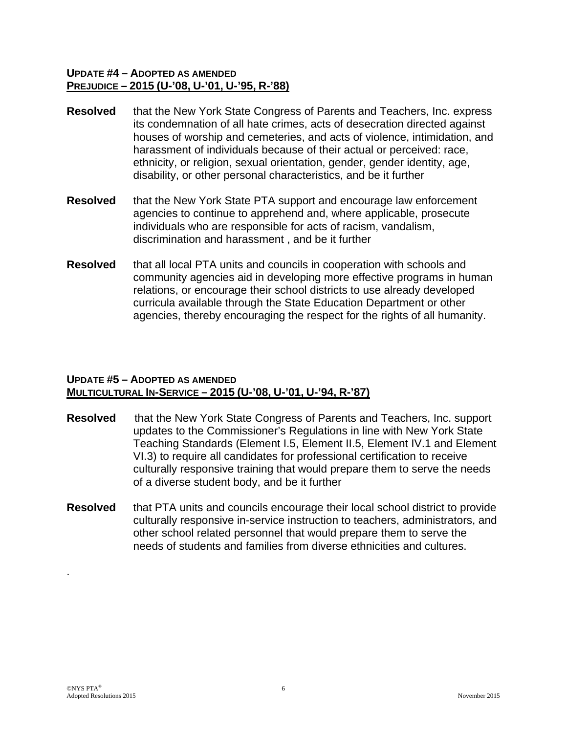### UPDATE #4 – ADOPTED AS AMENDED
### PREJUDICE – 2015 (U-'08, U-'01, U-'95, R-'88)

**Resolved** that the New York State Congress of Parents and Teachers, Inc. express its condemnation of all hate crimes, acts of desecration directed against houses of worship and cemeteries, and acts of violence, intimidation, and harassment of individuals because of their actual or perceived: race, ethnicity, or religion, sexual orientation, gender, gender identity, age, disability, or other personal characteristics, and be it further

**Resolved** that the New York State PTA support and encourage law enforcement agencies to continue to apprehend and, where applicable, prosecute individuals who are responsible for acts of racism, vandalism, discrimination and harassment , and be it further

**Resolved** that all local PTA units and councils in cooperation with schools and community agencies aid in developing more effective programs in human relations, or encourage their school districts to use already developed curricula available through the State Education Department or other agencies, thereby encouraging the respect for the rights of all humanity.

### UPDATE #5 – ADOPTED AS AMENDED
### MULTICULTURAL IN-SERVICE – 2015 (U-'08, U-'01, U-'94, R-'87)

**Resolved** that the New York State Congress of Parents and Teachers, Inc. support updates to the Commissioner's Regulations in line with New York State Teaching Standards (Element I.5, Element II.5, Element IV.1 and Element VI.3) to require all candidates for professional certification to receive culturally responsive training that would prepare them to serve the needs of a diverse student body, and be it further

**Resolved** that PTA units and councils encourage their local school district to provide culturally responsive in-service instruction to teachers, administrators, and other school related personnel that would prepare them to serve the needs of students and families from diverse ethnicities and cultures.

.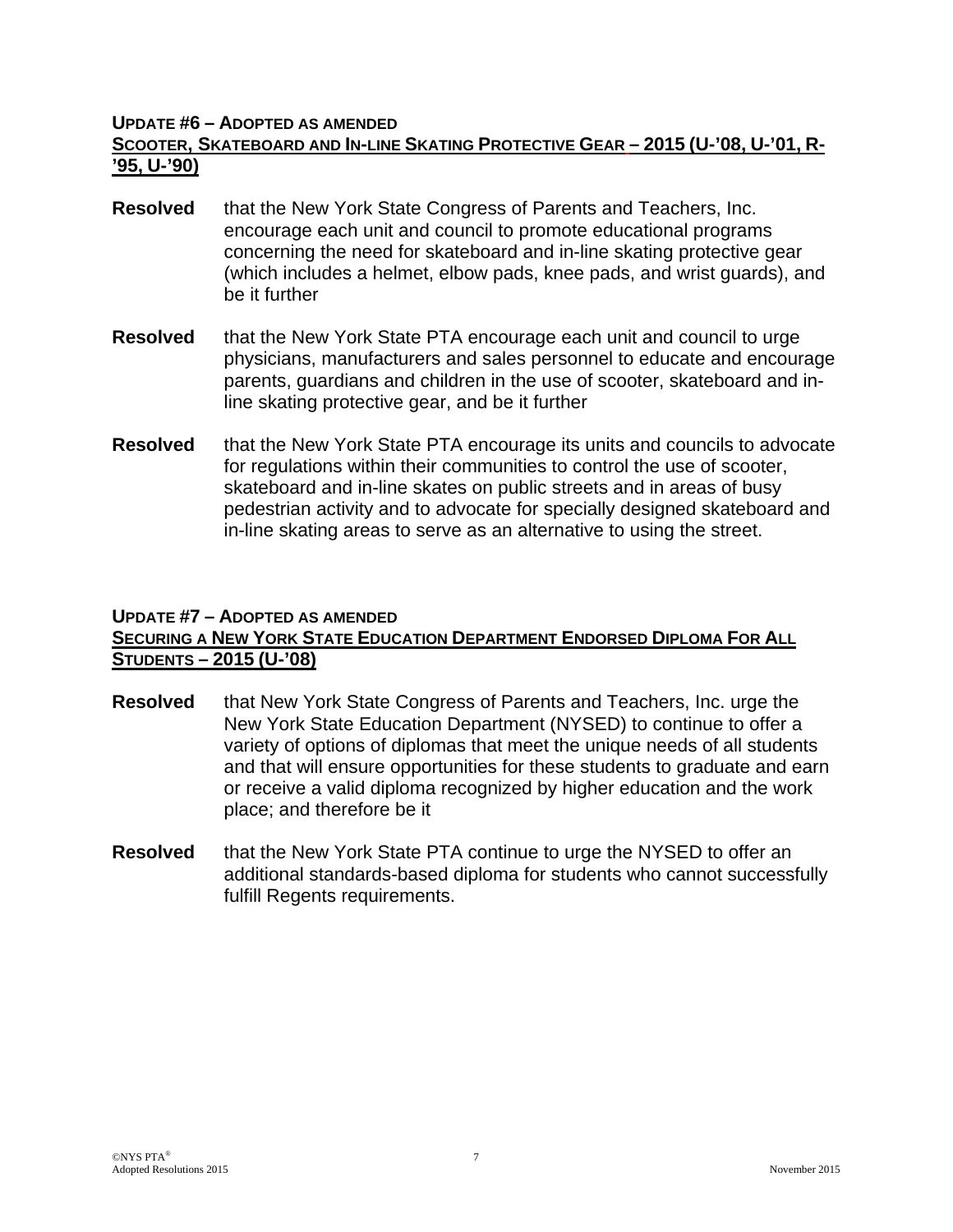**UPDATE #6 – ADOPTED AS AMENDED**

**SCOOTER, SKATEBOARD AND IN-LINE SKATING PROTECTIVE GEAR – 2015 (U-'08, U-'01, R-'95, U-'90)**

**Resolved** that the New York State Congress of Parents and Teachers, Inc. encourage each unit and council to promote educational programs concerning the need for skateboard and in-line skating protective gear (which includes a helmet, elbow pads, knee pads, and wrist guards), and be it further

**Resolved** that the New York State PTA encourage each unit and council to urge physicians, manufacturers and sales personnel to educate and encourage parents, guardians and children in the use of scooter, skateboard and in-line skating protective gear, and be it further

**Resolved** that the New York State PTA encourage its units and councils to advocate for regulations within their communities to control the use of scooter, skateboard and in-line skates on public streets and in areas of busy pedestrian activity and to advocate for specially designed skateboard and in-line skating areas to serve as an alternative to using the street.

**UPDATE #7 – ADOPTED AS AMENDED**

**SECURING A NEW YORK STATE EDUCATION DEPARTMENT ENDORSED DIPLOMA FOR ALL STUDENTS – 2015 (U-'08)**

**Resolved** that New York State Congress of Parents and Teachers, Inc. urge the New York State Education Department (NYSED) to continue to offer a variety of options of diplomas that meet the unique needs of all students and that will ensure opportunities for these students to graduate and earn or receive a valid diploma recognized by higher education and the work place; and therefore be it

**Resolved** that the New York State PTA continue to urge the NYSED to offer an additional standards-based diploma for students who cannot successfully fulfill Regents requirements.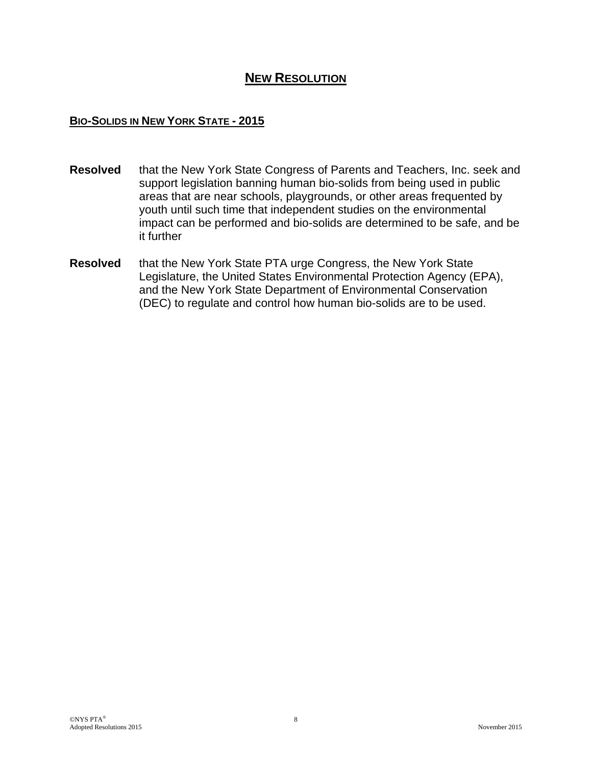# NEW RESOLUTION

## BIO-SOLIDS IN NEW YORK STATE - 2015

**Resolved** that the New York State Congress of Parents and Teachers, Inc. seek and support legislation banning human bio-solids from being used in public areas that are near schools, playgrounds, or other areas frequented by youth until such time that independent studies on the environmental impact can be performed and bio-solids are determined to be safe, and be it further

**Resolved** that the New York State PTA urge Congress, the New York State Legislature, the United States Environmental Protection Agency (EPA), and the New York State Department of Environmental Conservation (DEC) to regulate and control how human bio-solids are to be used.